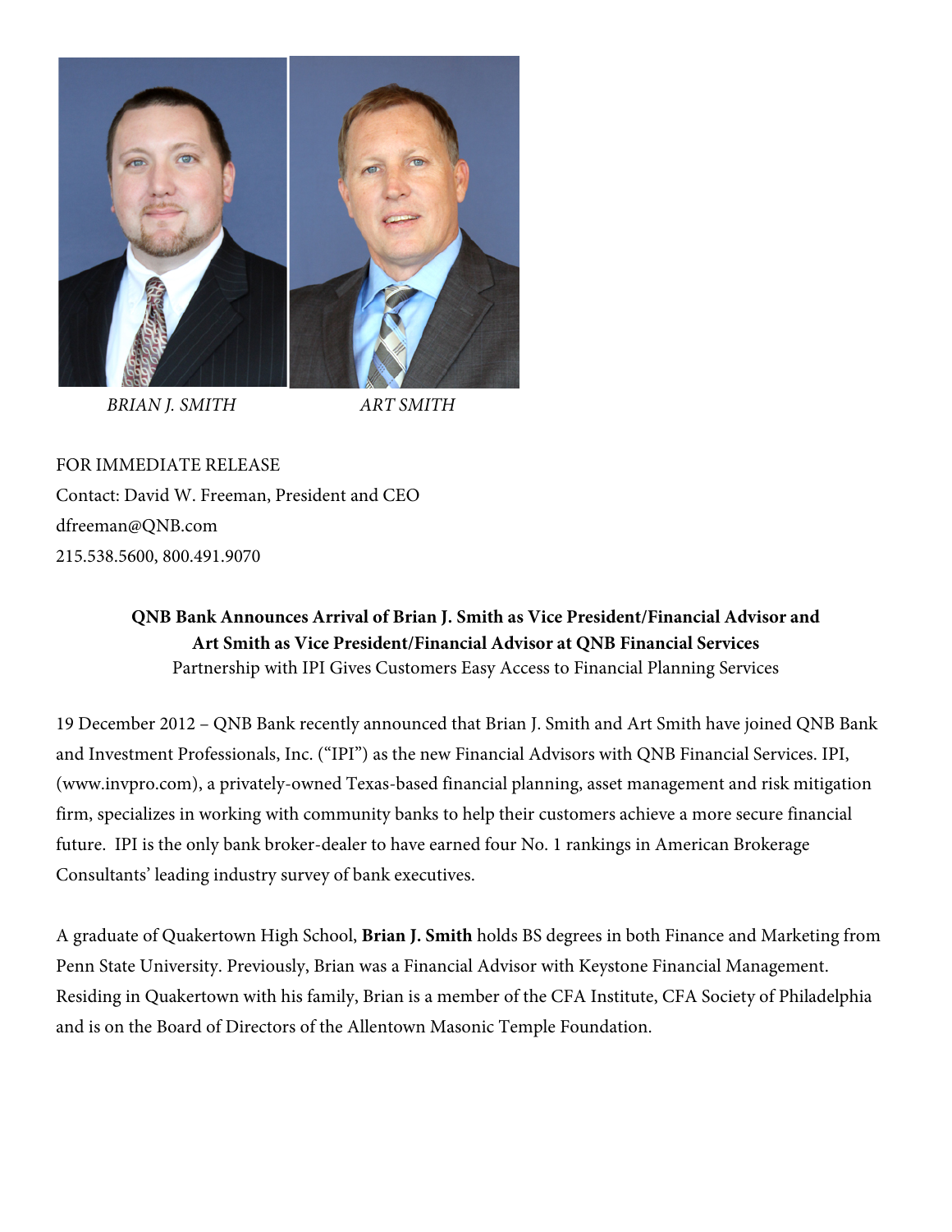*BRIAN J. SMITH* *ART SMITH*

FOR IMMEDIATE RELEASE
Contact: David W. Freeman, President and CEO
dfreeman@QNB.com
215.538.5600, 800.491.9070

**QNB Bank Announces Arrival of Brian J. Smith as Vice President/Financial Advisor and Art Smith as Vice President/Financial Advisor at QNB Financial Services**

Partnership with IPI Gives Customers Easy Access to Financial Planning Services

19 December 2012 – QNB Bank recently announced that Brian J. Smith and Art Smith have joined QNB Bank and Investment Professionals, Inc. ("IPI") as the new Financial Advisors with QNB Financial Services. IPI, (www.invpro.com), a privately-owned Texas-based financial planning, asset management and risk mitigation firm, specializes in working with community banks to help their customers achieve a more secure financial future. IPI is the only bank broker-dealer to have earned four No. 1 rankings in American Brokerage Consultants' leading industry survey of bank executives.

A graduate of Quakertown High School, **Brian J. Smith** holds BS degrees in both Finance and Marketing from Penn State University. Previously, Brian was a Financial Advisor with Keystone Financial Management. Residing in Quakertown with his family, Brian is a member of the CFA Institute, CFA Society of Philadelphia and is on the Board of Directors of the Allentown Masonic Temple Foundation.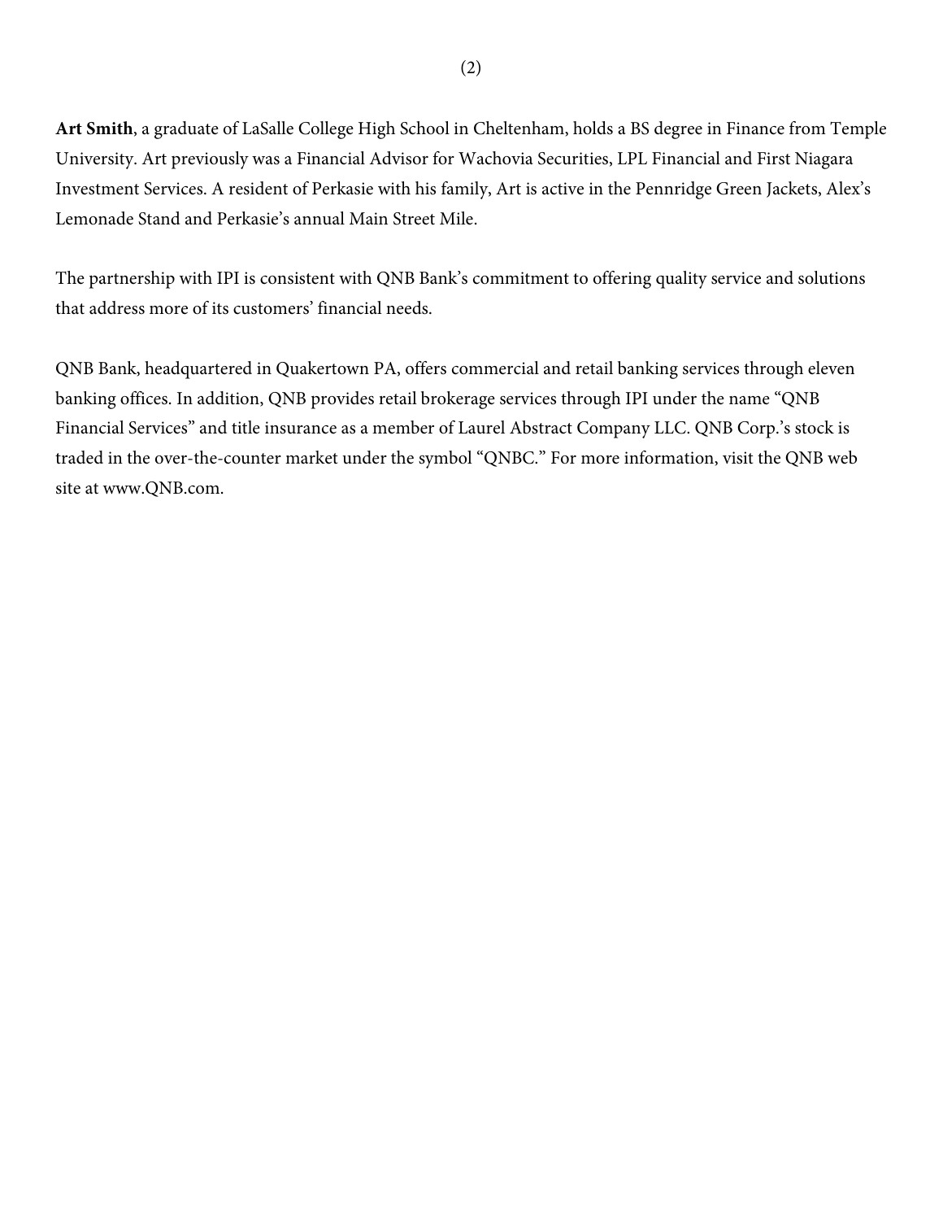**Art Smith**, a graduate of LaSalle College High School in Cheltenham, holds a BS degree in Finance from Temple University. Art previously was a Financial Advisor for Wachovia Securities, LPL Financial and First Niagara Investment Services. A resident of Perkasie with his family, Art is active in the Pennridge Green Jackets, Alex's Lemonade Stand and Perkasie's annual Main Street Mile.

The partnership with IPI is consistent with QNB Bank's commitment to offering quality service and solutions that address more of its customers' financial needs.

QNB Bank, headquartered in Quakertown PA, offers commercial and retail banking services through eleven banking offices. In addition, QNB provides retail brokerage services through IPI under the name "QNB Financial Services" and title insurance as a member of Laurel Abstract Company LLC. QNB Corp.'s stock is traded in the over-the-counter market under the symbol "QNBC." For more information, visit the QNB web site at www.QNB.com.